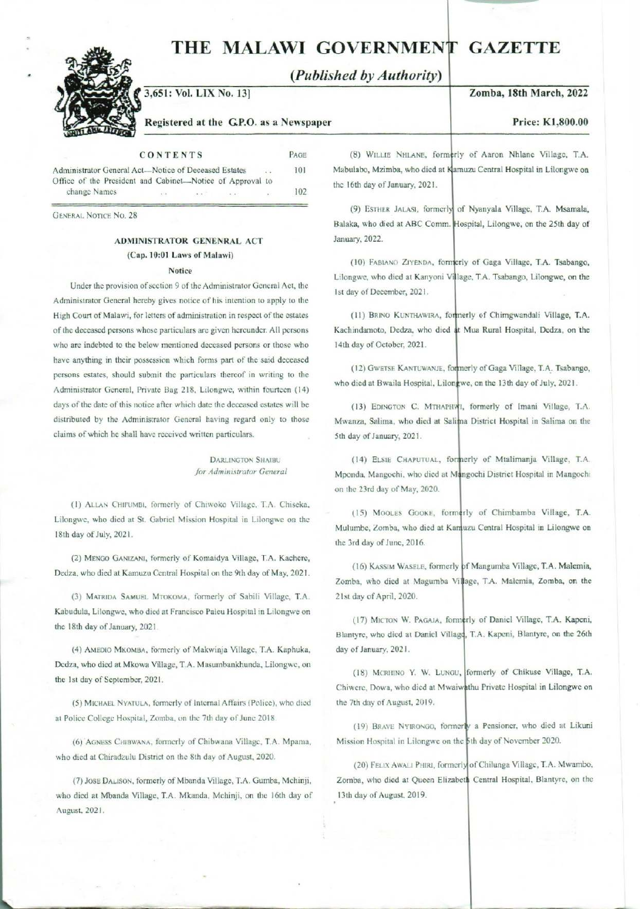# THE MALAWI GOVERNMENT GAZETTE

*(Published by Authority)*

3,651: Vol. LIX No. 13] — Zomba, 18th March, 2022

Registered at the G.P.O. as a Newspaper — Price: K1,800.00

| CONTENTS | PAGE |
|---|---|
| Administrator General Act—Notice of Deceased Estates .. | 101 |
| Office of the President and Cabinet—Notice of Approval to change Names | 102 |

GENERAL NOTICE NO. 28

## ADMINISTRATOR GENENRAL ACT

### (Cap. 10:01 Laws of Malawi)

#### Notice

Under the provision of section 9 of the Administrator General Act, the Administrator General hereby gives notice of his intention to apply to the High Court of Malawi, for letters of administration in respect of the estates of the deceased persons whose particulars are given hereunder. All persons who are indebted to the below mentioned deceased persons or those who have anything in their possession which forms part of the said deceased persons estates, should submit the particulars thereof in writing to the Administrator General, Private Bag 218, Lilongwe, within fourteen (14) days of the date of this notice after which date the deceased estates will be distributed by the Administrator General having regard only to those claims of which he shall have received written particulars.

DARLINGTON SHAIBU
*for Administrator General*

(1) ALLAN CHIFUMBI, formerly of Chiwoko Village, T.A. Chiseka, Lilongwe, who died at St. Gabriel Mission Hospital in Lilongwe on the 18th day of July, 2021.

(2) MENGO GANIZANI, formerly of Komaidya Village, T.A. Kachere, Dedza, who died at Kamuzu Central Hospital on the 9th day of May, 2021.

(3) MATRIDA SAMUEL MTOKOMA, formerly of Sabili Village, T.A. Kabudula, Lilongwe, who died at Francisco Paleu Hospital in Lilongwe on the 18th day of January, 2021.

(4) AMEDIO MKOMBA, formerly of Makwinja Village, T.A. Kaphuka, Dedza, who died at Mkowa Village, T.A. Masumbankhunda, Lilongwe, on the 1st day of September, 2021.

(5) MICHAEL NYATULA, formerly of Internal Affairs (Police), who died at Police College Hospital, Zomba, on the 7th day of June 2018.

(6) AGNESS CHIBWANA, formerly of Chibwana Village, T.A. Mpama, who died at Chiradzulu District on the 8th day of August, 2020.

(7) JOSE DALISON, formerly of Mbanda Village, T.A. Gumba, Mchinji, who died at Mbanda Village, T.A. Mkanda, Mchinji, on the 16th day of August, 2021.

(8) WILLIE NHLANE, formerly of Aaron Nhlane Village, T.A. Mabulabo, Mzimba, who died at Kamuzu Central Hospital in Lilongwe on the 16th day of January, 2021.

(9) ESTHER JALASI, formerly of Nyanyala Village, T.A. Msamala, Balaka, who died at ABC Comm. Hospital, Lilongwe, on the 25th day of January, 2022.

(10) FABIANO ZIYENDA, formerly of Gaga Village, T.A. Tsabango, Lilongwe, who died at Kanyoni Village, T.A. Tsabango, Lilongwe, on the 1st day of December, 2021.

(11) BRINO KUNTHAWIRA, formerly of Chimgwandali Village, T.A. Kachindamoto, Dedza, who died at Mua Rural Hospital, Dedza, on the 14th day of October, 2021.

(12) GWETSE KANTUWANJE, formerly of Gaga Village, T.A. Tsabango, who died at Bwaila Hospital, Lilongwe, on the 13th day of July, 2021.

(13) EDINGTON C. MTHAPHWI, formerly of Imani Village, T.A. Mwanza, Salima, who died at Salima District Hospital in Salima on the 5th day of January, 2021.

(14) ELSIE CHAPUTUAL, formerly of Mtalimanja Village, T.A. Mponda, Mangochi, who died at Mangochi District Hospital in Mangochi on the 23rd day of May, 2020.

(15) MOOLES GOOKE, formerly of Chimbamba Village, T.A. Mulumbe, Zomba, who died at Kamuzu Central Hospital in Lilongwe on the 3rd day of June, 2016.

(16) KASSIM WASELE, formerly of Mangumba Village, T.A. Malemia, Zomba, who died at Magumba Village, T.A. Malemia, Zomba, on the 21st day of April, 2020.

(17) MICTON W. PAGAJA, formerly of Daniel Village, T.A. Kapeni, Blantyre, who died at Daniel Village, T.A. Kapeni, Blantyre, on the 26th day of January, 2021.

(18) MCRHINO Y. W. LUNGU, formerly of Chikuse Village, T.A. Chiwere, Dowa, who died at Mwaiwathu Private Hospital in Lilongwe on the 7th day of August, 2019.

(19) BRAVE NYIRONGO, formerly a Pensioner, who died at Likuni Mission Hospital in Lilongwe on the 5th day of November 2020.

(20) FELIX AWALI PHIRI, formerly of Chilunga Village, T.A. Mwambo, Zomba, who died at Queen Elizabeth Central Hospital, Blantyre, on the 13th day of August, 2019.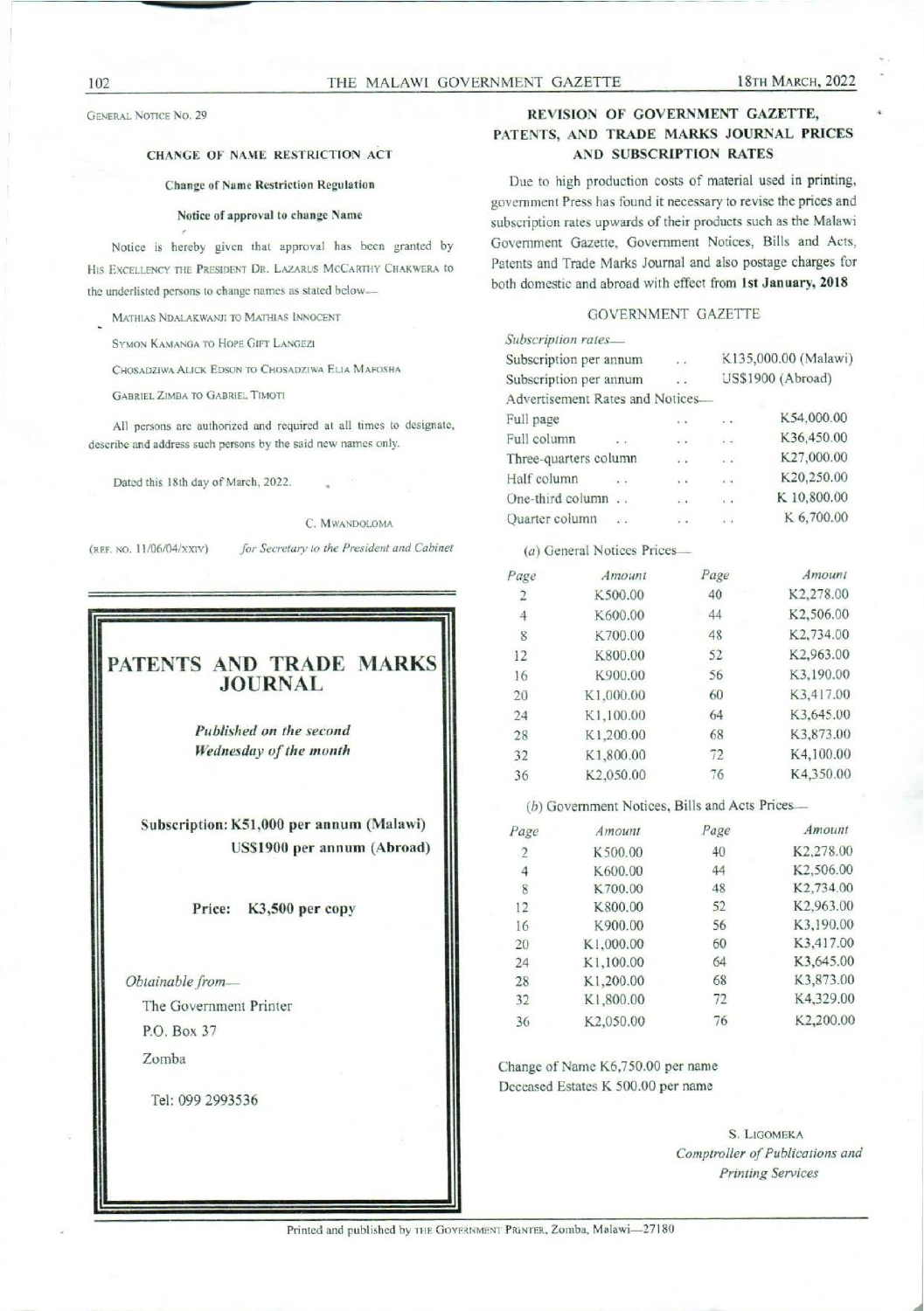GENERAL NOTICE NO. 29

### CHANGE OF NAME RESTRICTION ACT

**Change of Name Restriction Regulation**

**Notice of approval to change Name**

Notice is hereby given that approval has been granted by HIS EXCELLENCY THE PRESIDENT DR. LAZARUS MCCARTHY CHAKWERA to the underlisted persons to change names as stated below—

MATHIAS NDALAKWANJI TO MATHIAS INNOCENT

SYMON KAMANGA TO HOPE GIFT LANGEZI

CHOSADZIWA ALICK EDSON TO CHOSADZIWA ELIA MAFOSHA

GABRIEL ZIMBA TO GABRIEL TIMOTI

All persons are authorized and required at all times to designate, describe and address such persons by the said new names only.

Dated this 18th day of March, 2022.

C. MWANDOLOMA
*for Secretary to the President and Cabinet*

(REF. NO. 11/06/04/XXIV)

## PATENTS AND TRADE MARKS JOURNAL

***Published on the second Wednesday of the month***

**Subscription: K51,000 per annum (Malawi)**
**US$1900 per annum (Abroad)**

**Price: K3,500 per copy**

*Obtainable from—*

The Government Printer
P.O. Box 37
Zomba

Tel: 099 2993536

### REVISION OF GOVERNMENT GAZETTE, PATENTS, AND TRADE MARKS JOURNAL PRICES AND SUBSCRIPTION RATES

Due to high production costs of material used in printing, government Press has found it necessary to revise the prices and subscription rates upwards of their products such as the Malawi Government Gazette, Government Notices, Bills and Acts, Patents and Trade Marks Journal and also postage charges for both domestic and abroad with effect from **1st January, 2018**

GOVERNMENT GAZETTE

*Subscription rates—*

| | |
|---|---|
| Subscription per annum | K135,000.00 (Malawi) |
| Subscription per annum | US$1900 (Abroad) |

Advertisement Rates and Notices—

| | |
|---|---|
| Full page | K54,000.00 |
| Full column | K36,450.00 |
| Three-quarters column | K27,000.00 |
| Half column | K20,250.00 |
| One-third column | K 10,800.00 |
| Quarter column | K 6,700.00 |

(*a*) General Notices Prices—

| *Page* | *Amount* | *Page* | *Amount* |
|---|---|---|---|
| 2 | K500.00 | 40 | K2,278.00 |
| 4 | K600.00 | 44 | K2,506.00 |
| 8 | K700.00 | 48 | K2,734.00 |
| 12 | K800.00 | 52 | K2,963.00 |
| 16 | K900.00 | 56 | K3,190.00 |
| 20 | K1,000.00 | 60 | K3,417.00 |
| 24 | K1,100.00 | 64 | K3,645.00 |
| 28 | K1,200.00 | 68 | K3,873.00 |
| 32 | K1,800.00 | 72 | K4,100.00 |
| 36 | K2,050.00 | 76 | K4,350.00 |

(*b*) Government Notices, Bills and Acts Prices—

| *Page* | *Amount* | *Page* | *Amount* |
|---|---|---|---|
| 2 | K500.00 | 40 | K2,278.00 |
| 4 | K600.00 | 44 | K2,506.00 |
| 8 | K700.00 | 48 | K2,734.00 |
| 12 | K800.00 | 52 | K2,963.00 |
| 16 | K900.00 | 56 | K3,190.00 |
| 20 | K1,000.00 | 60 | K3,417.00 |
| 24 | K1,100.00 | 64 | K3,645.00 |
| 28 | K1,200.00 | 68 | K3,873.00 |
| 32 | K1,800.00 | 72 | K4,329.00 |
| 36 | K2,050.00 | 76 | K2,200.00 |

Change of Name K6,750.00 per name
Deceased Estates K 500.00 per name

S. LIGOMEKA
*Comptroller of Publications and Printing Services*

Printed and published by THE GOVERNMENT PRINTER, Zomba, Malawi—27180